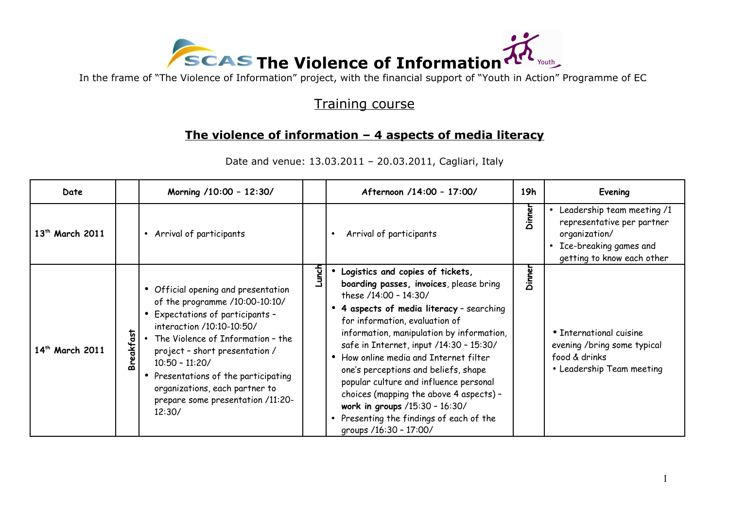# SCAS The Violence of Information

In the frame of "The Violence of Information" project, with the financial support of "Youth in Action" Programme of EC

## Training course

## The violence of information – 4 aspects of media literacy

Date and venue: 13.03.2011 – 20.03.2011, Cagliari, Italy

| Date | | Morning /10:00 – 12:30/ | | Afternoon /14:00 – 17:00/ | 19h | Evening |
|---|---|---|---|---|---|---|
| **13th March 2011** | | • Arrival of participants | | • Arrival of participants | Dinner | • Leadership team meeting /1 representative per partner organization/<br>• Ice-breaking games and getting to know each other |
| **14th March 2011** | Breakfast | • Official opening and presentation of the programme /10:00-10:10/<br>• Expectations of participants – interaction /10:10-10:50/<br>• The Violence of Information – the project – short presentation / 10:50 – 11:20/<br>• Presentations of the participating organizations, each partner to prepare some presentation /11:20-12:30/ | Lunch | • **Logistics and copies of tickets, boarding passes, invoices**, please bring these /14:00 – 14:30/<br>• **4 aspects of media literacy** – searching for information, evaluation of information, manipulation by information, safe in Internet, input /14:30 – 15:30/<br>• How online media and Internet filter one's perceptions and beliefs, shape popular culture and influence personal choices (mapping the above 4 aspects) – **work in groups** /15:30 – 16:30/<br>• Presenting the findings of each of the groups /16:30 – 17:00/ | Dinner | • International cuisine evening /bring some typical food & drinks<br>• Leadership Team meeting |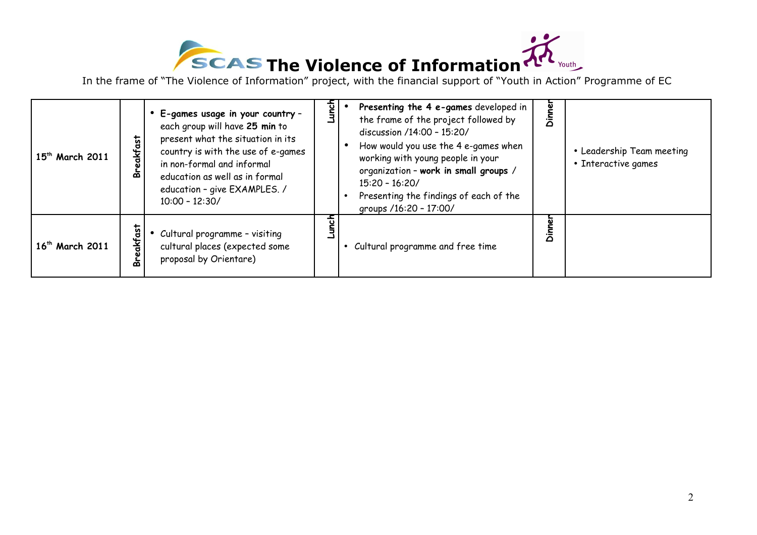# SCAS The Violence of Information

In the frame of "The Violence of Information" project, with the financial support of "Youth in Action" Programme of EC

| | | | | | | |
|---|---|---|---|---|---|---|
| **15th March 2011** | **Breakfast** | • **E-games usage in your country** – each group will have **25 min** to present what the situation in its country is with the use of e-games in non-formal and informal education as well as in formal education – give EXAMPLES. / 10:00 – 12:30/ | **Lunch** | • **Presenting the 4 e-games** developed in the frame of the project followed by discussion /14:00 – 15:20/ <br> • How would you use the 4 e-games when working with young people in your organization – **work in small groups** / 15:20 – 16:20/ <br> • Presenting the findings of each of the groups /16:20 – 17:00/ | **Dinner** | • Leadership Team meeting <br> • Interactive games |
| **16th March 2011** | **Breakfast** | • Cultural programme – visiting cultural places (expected some proposal by Orientare) | **Lunch** | • Cultural programme and free time | **Dinner** | |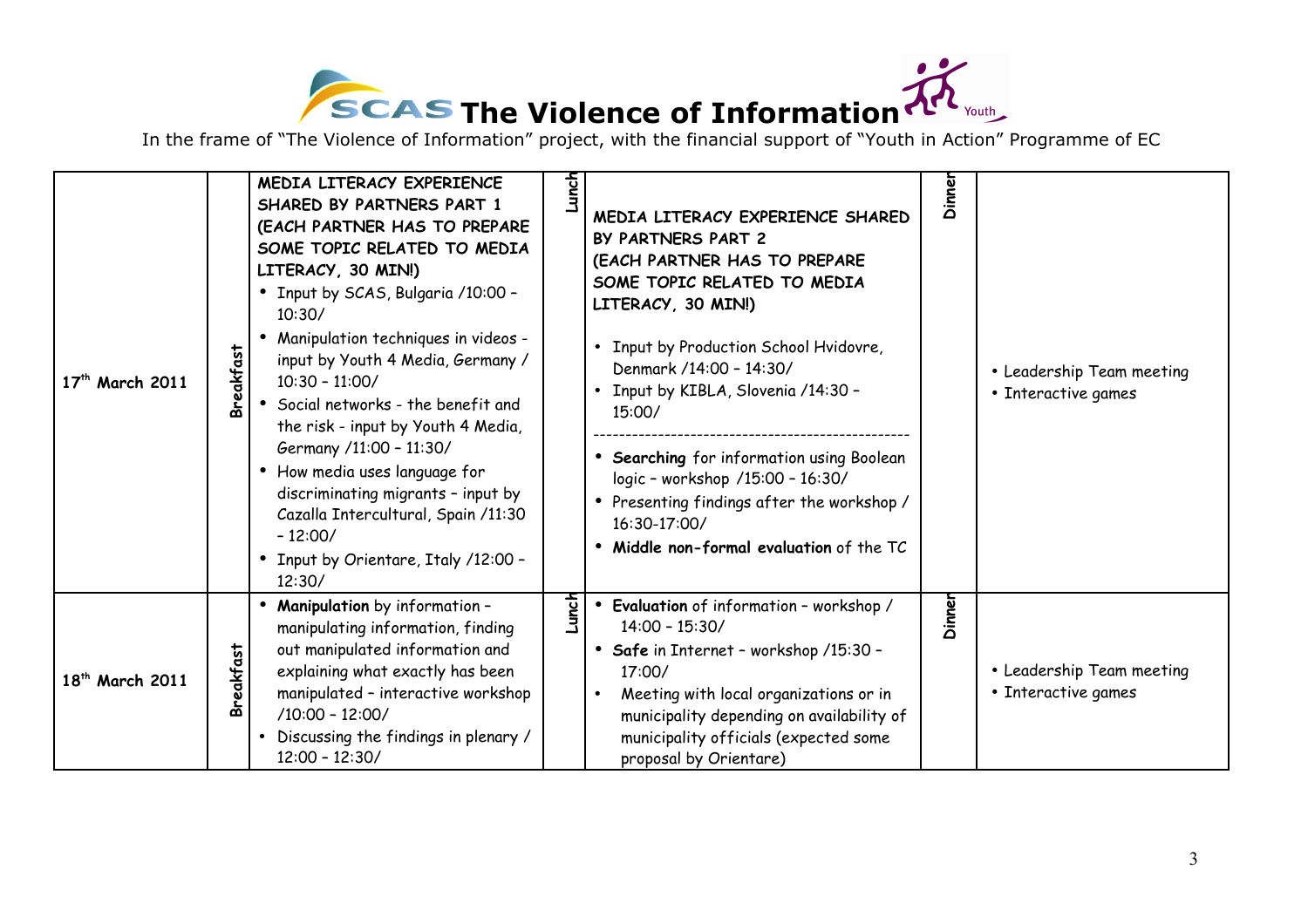# The Violence of Information

In the frame of "The Violence of Information" project, with the financial support of "Youth in Action" Programme of EC

| | | | | | | |
|---|---|---|---|---|---|---|
| **17th March 2011** | **Breakfast** | **MEDIA LITERACY EXPERIENCE SHARED BY PARTNERS PART 1 (EACH PARTNER HAS TO PREPARE SOME TOPIC RELATED TO MEDIA LITERACY, 30 MIN!)**<br>• Input by SCAS, Bulgaria /10:00 – 10:30/<br>• Manipulation techniques in videos - input by Youth 4 Media, Germany / 10:30 – 11:00/<br>• Social networks - the benefit and the risk - input by Youth 4 Media, Germany /11:00 – 11:30/<br>• How media uses language for discriminating migrants – input by Cazalla Intercultural, Spain /11:30 – 12:00/<br>• Input by Orientare, Italy /12:00 – 12:30/ | **Lunch** | **MEDIA LITERACY EXPERIENCE SHARED BY PARTNERS PART 2 (EACH PARTNER HAS TO PREPARE SOME TOPIC RELATED TO MEDIA LITERACY, 30 MIN!)**<br>• Input by Production School Hvidovre, Denmark /14:00 – 14:30/<br>• Input by KIBLA, Slovenia /14:30 – 15:00/<br>------------------------------------------------<br>• **Searching** for information using Boolean logic – workshop /15:00 – 16:30/<br>• Presenting findings after the workshop / 16:30-17:00/<br>• **Middle non-formal evaluation** of the TC | **Dinner** | • Leadership Team meeting<br>• Interactive games |
| **18th March 2011** | **Breakfast** | • **Manipulation** by information – manipulating information, finding out manipulated information and explaining what exactly has been manipulated – interactive workshop /10:00 – 12:00/<br>• Discussing the findings in plenary / 12:00 – 12:30/ | **Lunch** | • **Evaluation** of information – workshop / 14:00 – 15:30/<br>• **Safe** in Internet – workshop /15:30 – 17:00/<br>• Meeting with local organizations or in municipality depending on availability of municipality officials (expected some proposal by Orientare) | **Dinner** | • Leadership Team meeting<br>• Interactive games |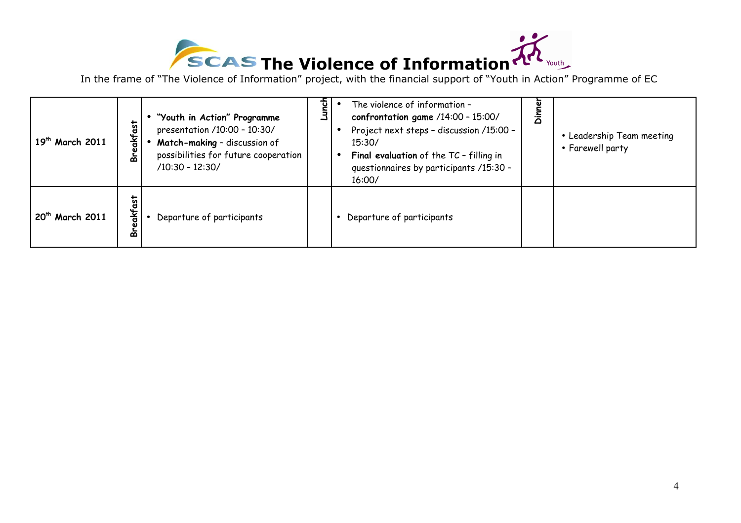# The Violence of Information

In the frame of "The Violence of Information" project, with the financial support of "Youth in Action" Programme of EC

| | | | | | | |
|---|---|---|---|---|---|---|
| **19th March 2011** | **Breakfast** | • **"Youth in Action" Programme** presentation /10:00 – 10:30/<br>• **Match-making** – discussion of possibilities for future cooperation /10:30 – 12:30/ | **Lunch** | • The violence of information – **confrontation game** /14:00 – 15:00/<br>• Project next steps – discussion /15:00 – 15:30/<br>• **Final evaluation** of the TC – filling in questionnaires by participants /15:30 – 16:00/ | **Dinner** | • Leadership Team meeting<br>• Farewell party |
| **20th March 2011** | **Breakfast** | • Departure of participants | | • Departure of participants | | |